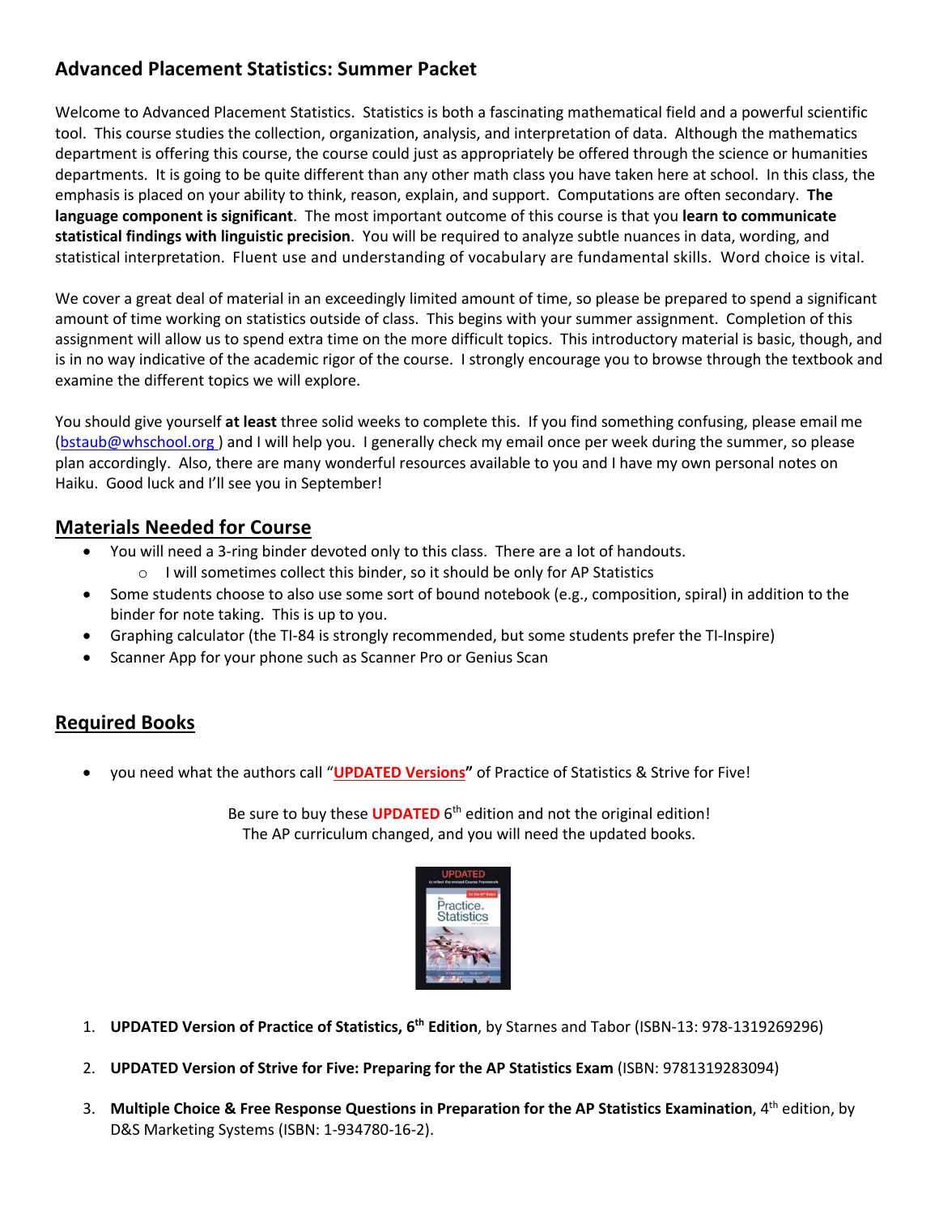## Advanced Placement Statistics: Summer Packet

Welcome to Advanced Placement Statistics. Statistics is both a fascinating mathematical field and a powerful scientific tool. This course studies the collection, organization, analysis, and interpretation of data. Although the mathematics department is offering this course, the course could just as appropriately be offered through the science or humanities departments. It is going to be quite different than any other math class you have taken here at school. In this class, the emphasis is placed on your ability to think, reason, explain, and support. Computations are often secondary. **The language component is significant**. The most important outcome of this course is that you **learn to communicate statistical findings with linguistic precision**. You will be required to analyze subtle nuances in data, wording, and statistical interpretation. Fluent use and understanding of vocabulary are fundamental skills. Word choice is vital.

We cover a great deal of material in an exceedingly limited amount of time, so please be prepared to spend a significant amount of time working on statistics outside of class. This begins with your summer assignment. Completion of this assignment will allow us to spend extra time on the more difficult topics. This introductory material is basic, though, and is in no way indicative of the academic rigor of the course. I strongly encourage you to browse through the textbook and examine the different topics we will explore.

You should give yourself **at least** three solid weeks to complete this. If you find something confusing, please email me (bstaub@whschool.org ) and I will help you. I generally check my email once per week during the summer, so please plan accordingly. Also, there are many wonderful resources available to you and I have my own personal notes on Haiku. Good luck and I'll see you in September!

## Materials Needed for Course

- You will need a 3-ring binder devoted only to this class. There are a lot of handouts.
  - I will sometimes collect this binder, so it should be only for AP Statistics
- Some students choose to also use some sort of bound notebook (e.g., composition, spiral) in addition to the binder for note taking. This is up to you.
- Graphing calculator (the TI-84 is strongly recommended, but some students prefer the TI-Inspire)
- Scanner App for your phone such as Scanner Pro or Genius Scan

## Required Books

- you need what the authors call "**UPDATED Versions**" of Practice of Statistics & Strive for Five!

Be sure to buy these **UPDATED** 6th edition and not the original edition!
The AP curriculum changed, and you will need the updated books.

1. **UPDATED Version of Practice of Statistics, 6th Edition**, by Starnes and Tabor (ISBN-13: 978-1319269296)
2. **UPDATED Version of Strive for Five: Preparing for the AP Statistics Exam** (ISBN: 9781319283094)
3. **Multiple Choice & Free Response Questions in Preparation for the AP Statistics Examination**, 4th edition, by D&S Marketing Systems (ISBN: 1-934780-16-2).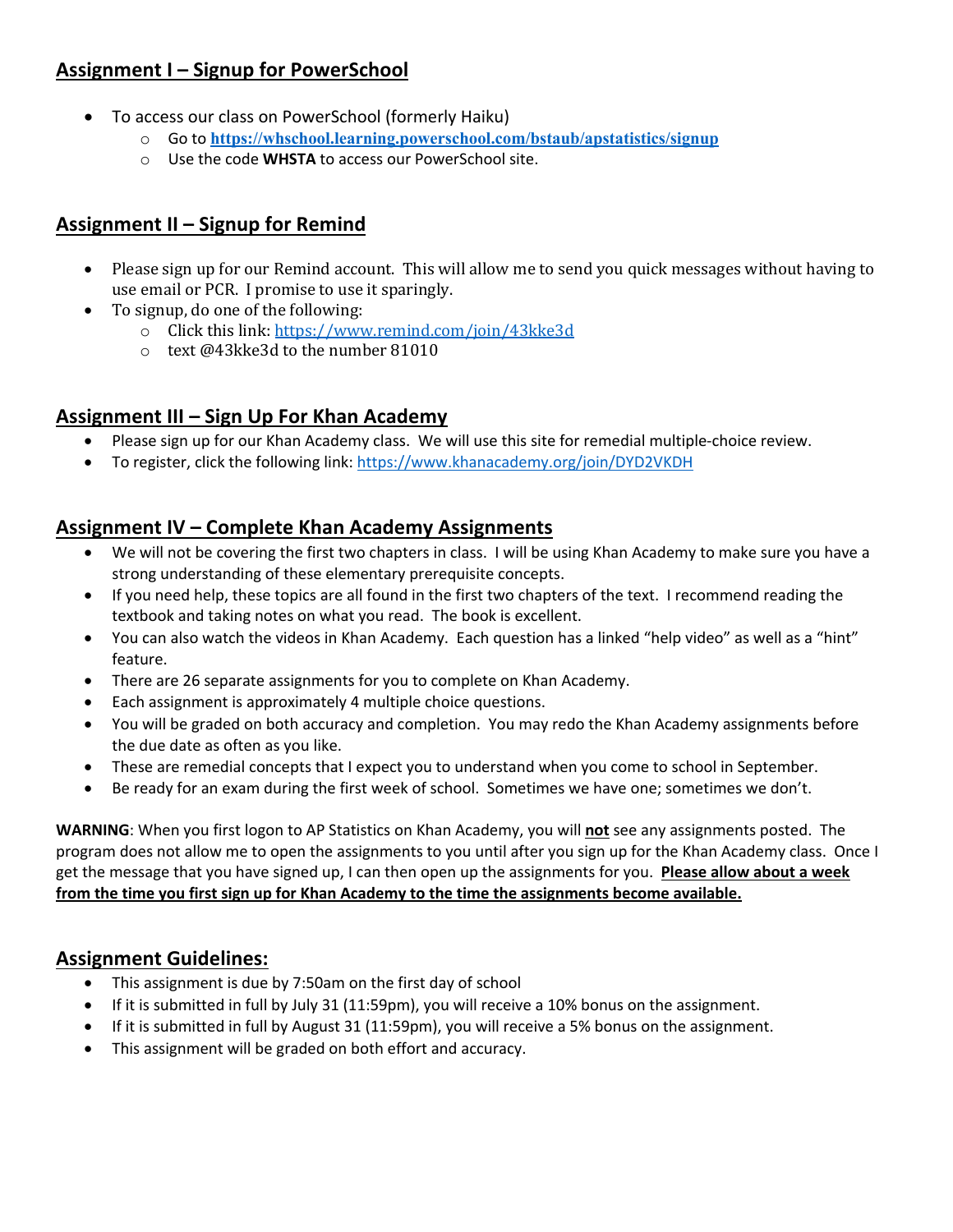## Assignment I – Signup for PowerSchool

- To access our class on PowerSchool (formerly Haiku)
  - Go to **https://whschool.learning.powerschool.com/bstaub/apstatistics/signup**
  - Use the code **WHSTA** to access our PowerSchool site.

## Assignment II – Signup for Remind

- Please sign up for our Remind account. This will allow me to send you quick messages without having to use email or PCR. I promise to use it sparingly.
- To signup, do one of the following:
  - Click this link: https://www.remind.com/join/43kke3d
  - text @43kke3d to the number 81010

## Assignment III – Sign Up For Khan Academy

- Please sign up for our Khan Academy class. We will use this site for remedial multiple-choice review.
- To register, click the following link: https://www.khanacademy.org/join/DYD2VKDH

## Assignment IV – Complete Khan Academy Assignments

- We will not be covering the first two chapters in class. I will be using Khan Academy to make sure you have a strong understanding of these elementary prerequisite concepts.
- If you need help, these topics are all found in the first two chapters of the text. I recommend reading the textbook and taking notes on what you read. The book is excellent.
- You can also watch the videos in Khan Academy. Each question has a linked "help video" as well as a "hint" feature.
- There are 26 separate assignments for you to complete on Khan Academy.
- Each assignment is approximately 4 multiple choice questions.
- You will be graded on both accuracy and completion. You may redo the Khan Academy assignments before the due date as often as you like.
- These are remedial concepts that I expect you to understand when you come to school in September.
- Be ready for an exam during the first week of school. Sometimes we have one; sometimes we don't.

**WARNING**: When you first logon to AP Statistics on Khan Academy, you will **not** see any assignments posted. The program does not allow me to open the assignments to you until after you sign up for the Khan Academy class. Once I get the message that you have signed up, I can then open up the assignments for you. **Please allow about a week from the time you first sign up for Khan Academy to the time the assignments become available.**

## Assignment Guidelines:

- This assignment is due by 7:50am on the first day of school
- If it is submitted in full by July 31 (11:59pm), you will receive a 10% bonus on the assignment.
- If it is submitted in full by August 31 (11:59pm), you will receive a 5% bonus on the assignment.
- This assignment will be graded on both effort and accuracy.